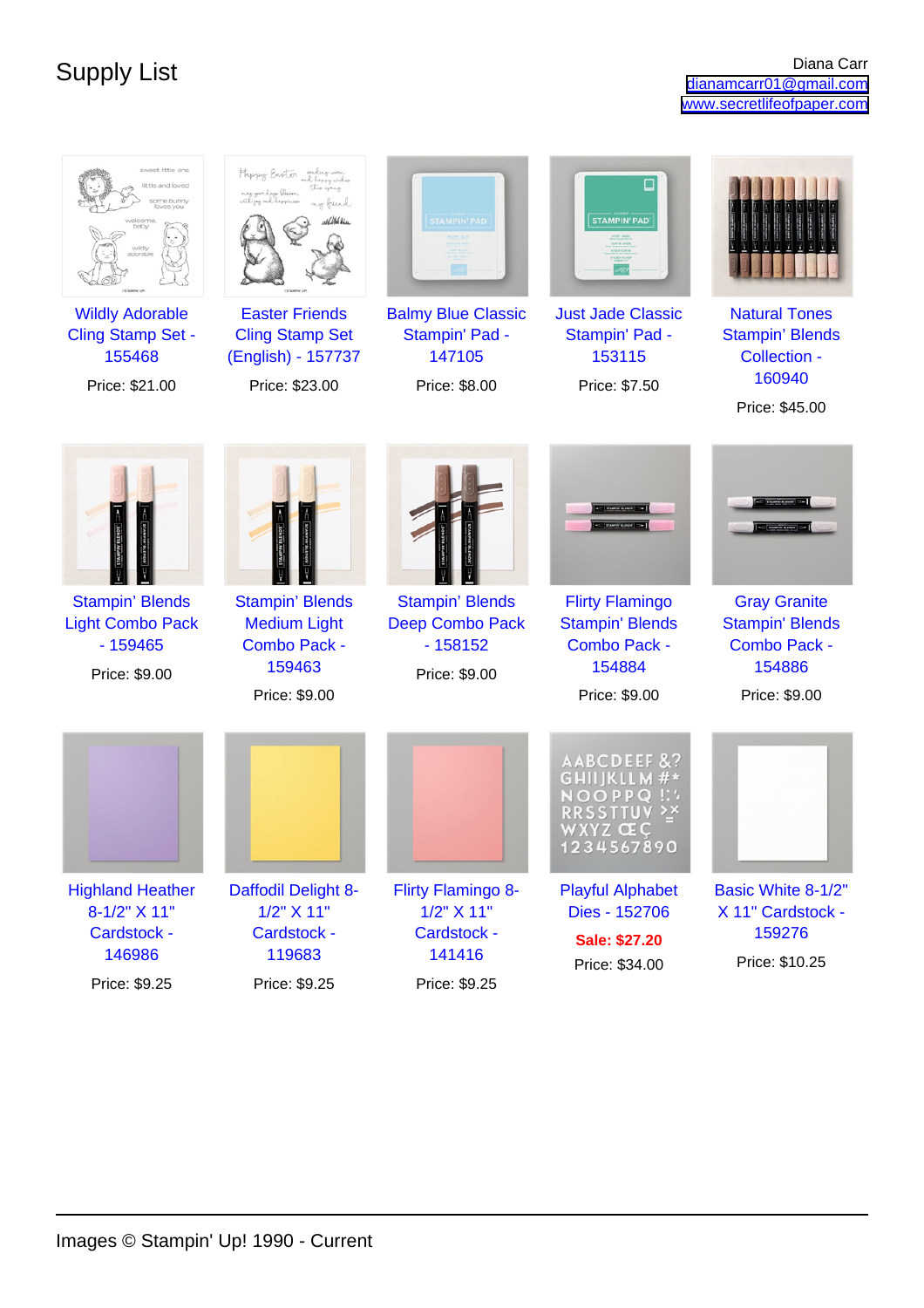# Supply List

Diana Carr
dianamcarr01@gmail.com
www.secretlifeofpaper.com

Wildly Adorable Cling Stamp Set - 155468
Price: $21.00

Easter Friends Cling Stamp Set (English) - 157737
Price: $23.00

Balmy Blue Classic Stampin' Pad - 147105
Price: $8.00

Just Jade Classic Stampin' Pad - 153115
Price: $7.50

Natural Tones Stampin' Blends Collection - 160940
Price: $45.00

Stampin' Blends Light Combo Pack - 159465
Price: $9.00

Stampin' Blends Medium Light Combo Pack - 159463
Price: $9.00

Stampin' Blends Deep Combo Pack - 158152
Price: $9.00

Flirty Flamingo Stampin' Blends Combo Pack - 154884
Price: $9.00

Gray Granite Stampin' Blends Combo Pack - 154886
Price: $9.00

Highland Heather 8-1/2" X 11" Cardstock - 146986
Price: $9.25

Daffodil Delight 8-1/2" X 11" Cardstock - 119683
Price: $9.25

Flirty Flamingo 8-1/2" X 11" Cardstock - 141416
Price: $9.25

Playful Alphabet Dies - 152706
**Sale: $27.20**
Price: $34.00

Basic White 8-1/2" X 11" Cardstock - 159276
Price: $10.25

Images © Stampin' Up! 1990 - Current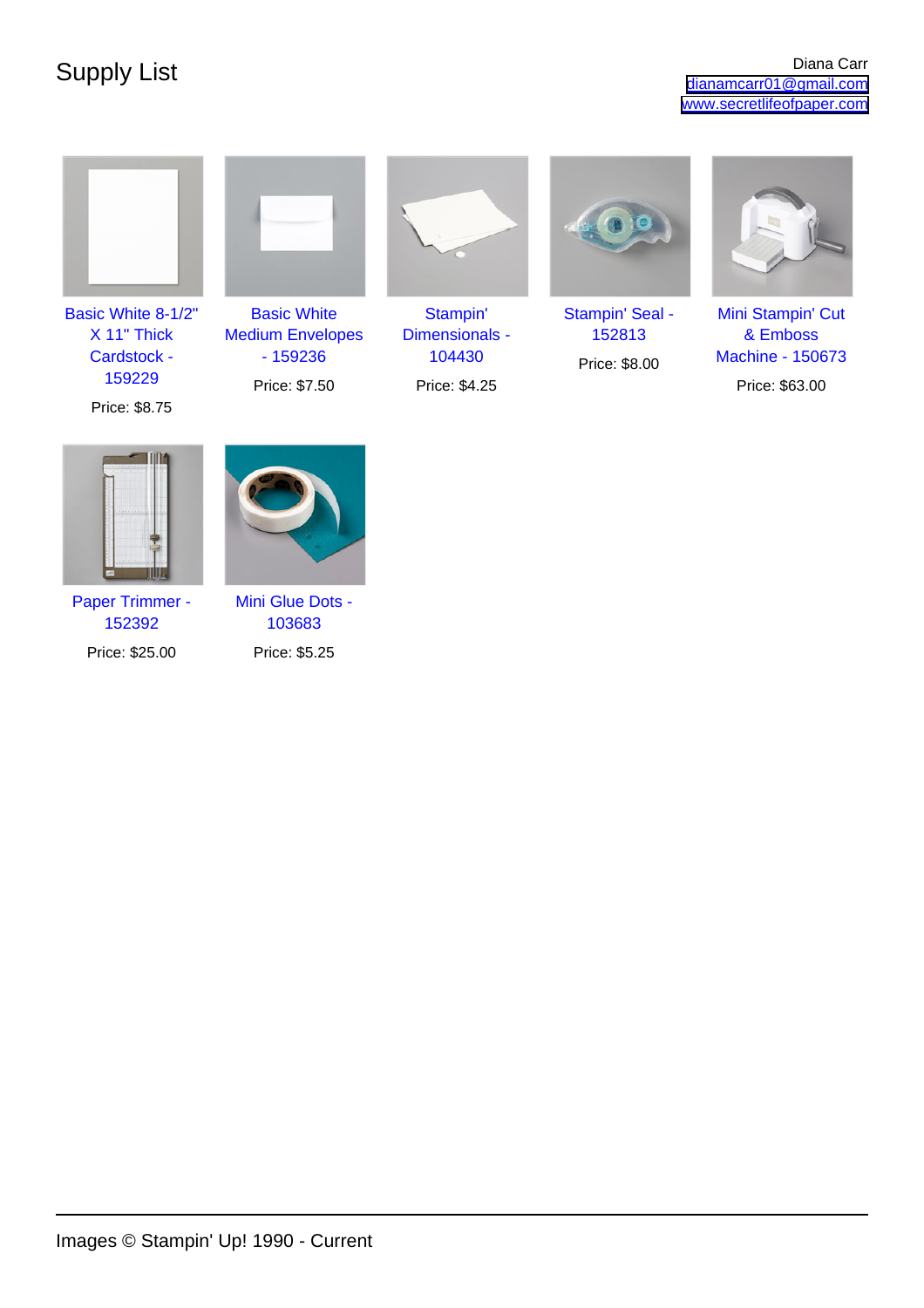# Supply List

Diana Carr
dianamcarr01@gmail.com
www.secretlifeofpaper.com

Basic White 8-1/2" X 11" Thick Cardstock - 159229
Price: $8.75

Basic White Medium Envelopes - 159236
Price: $7.50

Stampin' Dimensionals - 104430
Price: $4.25

Stampin' Seal - 152813
Price: $8.00

Mini Stampin' Cut & Emboss Machine - 150673
Price: $63.00

Paper Trimmer - 152392
Price: $25.00

Mini Glue Dots - 103683
Price: $5.25

Images © Stampin' Up! 1990 - Current